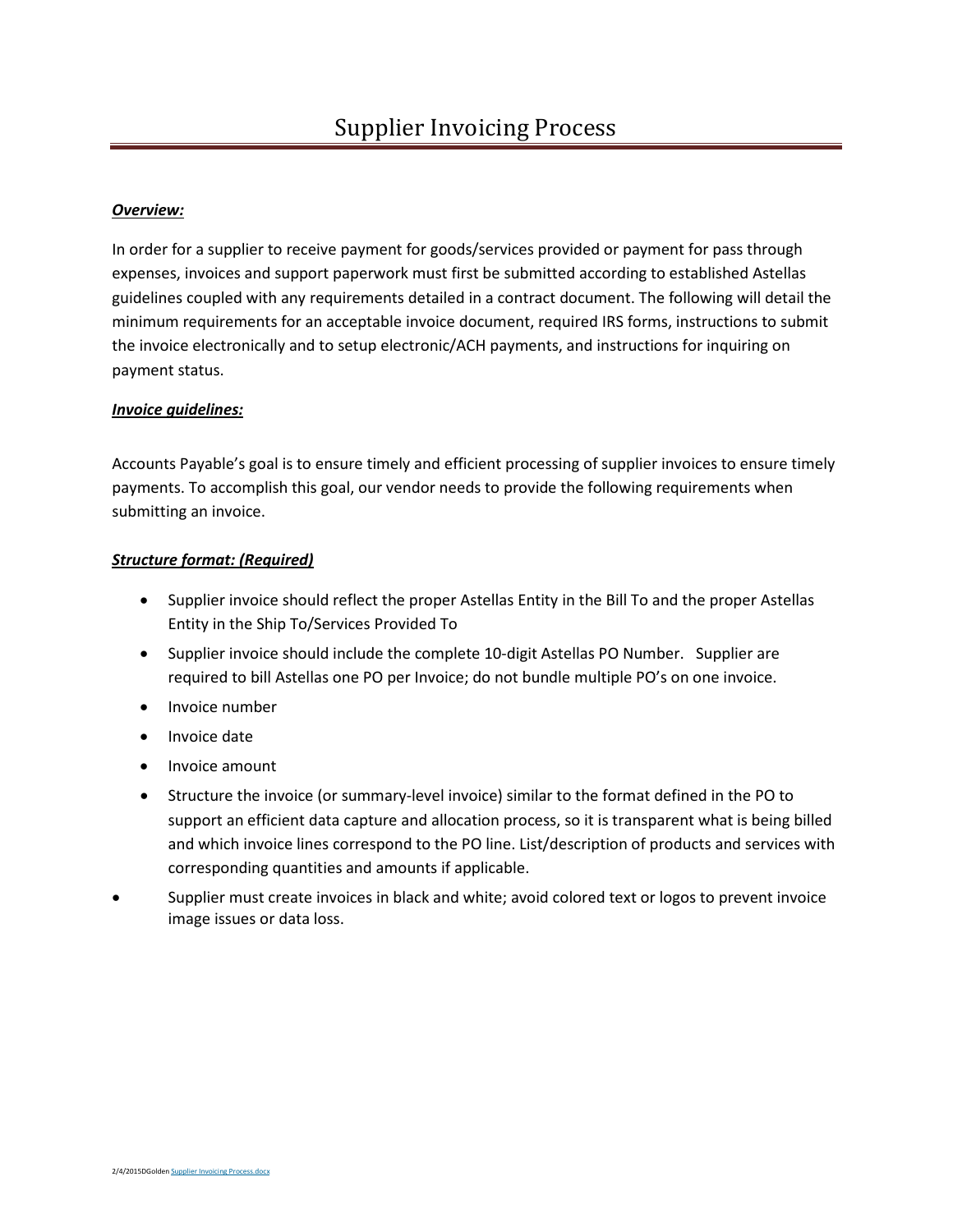# Supplier Invoicing Process

***Overview:***

In order for a supplier to receive payment for goods/services provided or payment for pass through expenses, invoices and support paperwork must first be submitted according to established Astellas guidelines coupled with any requirements detailed in a contract document. The following will detail the minimum requirements for an acceptable invoice document, required IRS forms, instructions to submit the invoice electronically and to setup electronic/ACH payments, and instructions for inquiring on payment status.

***Invoice guidelines:***

Accounts Payable's goal is to ensure timely and efficient processing of supplier invoices to ensure timely payments. To accomplish this goal, our vendor needs to provide the following requirements when submitting an invoice.

***Structure format: (Required)***

- Supplier invoice should reflect the proper Astellas Entity in the Bill To and the proper Astellas Entity in the Ship To/Services Provided To
- Supplier invoice should include the complete 10-digit Astellas PO Number. Supplier are required to bill Astellas one PO per Invoice; do not bundle multiple PO's on one invoice.
- Invoice number
- Invoice date
- Invoice amount
- Structure the invoice (or summary-level invoice) similar to the format defined in the PO to support an efficient data capture and allocation process, so it is transparent what is being billed and which invoice lines correspond to the PO line. List/description of products and services with corresponding quantities and amounts if applicable.
- Supplier must create invoices in black and white; avoid colored text or logos to prevent invoice image issues or data loss.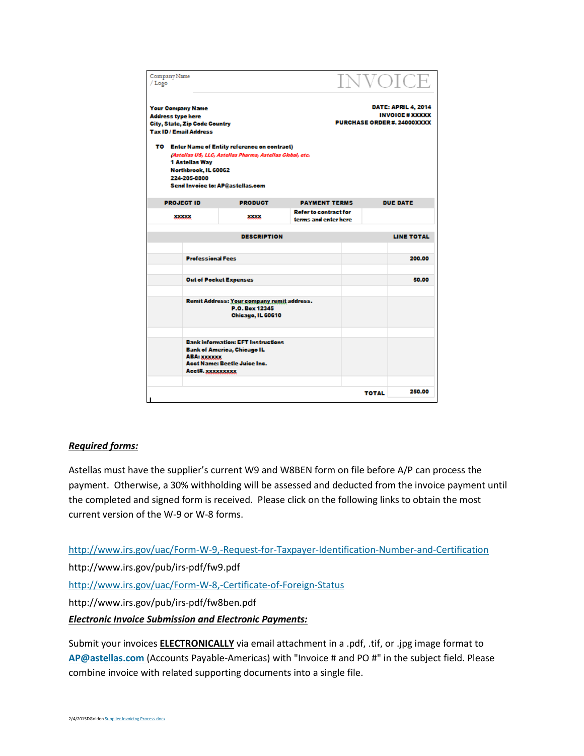Company Name
/ Logo

# INVOICE

**Your Company Name**
**Address type here**
**City, State, Zip Code Country**
**Tax ID / Email Address**

**DATE: APRIL 4, 2014**
**INVOICE # XXXXX**
**PURCHASE ORDER #. 24000XXXX**

**TO** **Enter Name of Entity reference on contract)**
*(Astellas US, LLC, Astellas Pharma, Astellas Global, etc.*
**1 Astellas Way**
**Northbrook, IL 60062**
**224-205-8800**
**Send Invoice to: AP@astellas.com**

| PROJECT ID | PRODUCT | PAYMENT TERMS | DUE DATE |
|---|---|---|---|
| xxxxx | xxxx | Refer to contract for terms and enter here | |

| DESCRIPTION | LINE TOTAL |
|---|---|
| | |
| Professional Fees | 200.00 |
| | |
| Out of Pocket Expenses | 50.00 |
| | |
| Remit Address: Your company remit address. P.O. Box 12345 Chicago, IL 60610 | |
| | |
| Bank information: EFT Instructions Bank of America, Chicago IL ABA: xxxxxx Acct Name: Beetle Juice Inc. Acct#. xxxxxxxxx | |
| | |
| TOTAL | 250.00 |

***Required forms:***

Astellas must have the supplier's current W9 and W8BEN form on file before A/P can process the payment. Otherwise, a 30% withholding will be assessed and deducted from the invoice payment until the completed and signed form is received. Please click on the following links to obtain the most current version of the W-9 or W-8 forms.

http://www.irs.gov/uac/Form-W-9,-Request-for-Taxpayer-Identification-Number-and-Certification
http://www.irs.gov/pub/irs-pdf/fw9.pdf
http://www.irs.gov/uac/Form-W-8,-Certificate-of-Foreign-Status
http://www.irs.gov/pub/irs-pdf/fw8ben.pdf

***Electronic Invoice Submission and Electronic Payments:***

Submit your invoices **ELECTRONICALLY** via email attachment in a .pdf, .tif, or .jpg image format to **AP@astellas.com** (Accounts Payable-Americas) with "Invoice # and PO #" in the subject field. Please combine invoice with related supporting documents into a single file.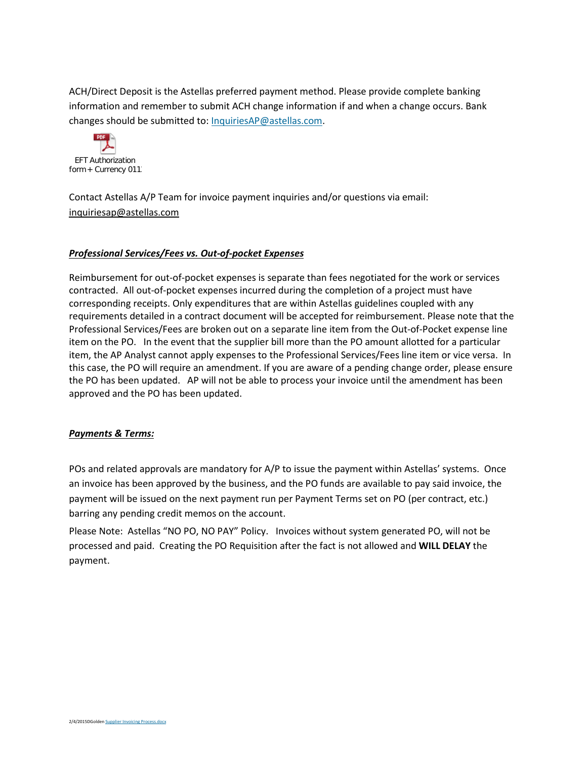ACH/Direct Deposit is the Astellas preferred payment method. Please provide complete banking information and remember to submit ACH change information if and when a change occurs. Bank changes should be submitted to: InquiriesAP@astellas.com.

EFT Authorization form + Currency 011

Contact Astellas A/P Team for invoice payment inquiries and/or questions via email: inquiriesap@astellas.com

***Professional Services/Fees vs. Out-of-pocket Expenses***

Reimbursement for out-of-pocket expenses is separate than fees negotiated for the work or services contracted. All out-of-pocket expenses incurred during the completion of a project must have corresponding receipts. Only expenditures that are within Astellas guidelines coupled with any requirements detailed in a contract document will be accepted for reimbursement. Please note that the Professional Services/Fees are broken out on a separate line item from the Out-of-Pocket expense line item on the PO. In the event that the supplier bill more than the PO amount allotted for a particular item, the AP Analyst cannot apply expenses to the Professional Services/Fees line item or vice versa. In this case, the PO will require an amendment. If you are aware of a pending change order, please ensure the PO has been updated. AP will not be able to process your invoice until the amendment has been approved and the PO has been updated.

***Payments & Terms:***

POs and related approvals are mandatory for A/P to issue the payment within Astellas' systems. Once an invoice has been approved by the business, and the PO funds are available to pay said invoice, the payment will be issued on the next payment run per Payment Terms set on PO (per contract, etc.) barring any pending credit memos on the account.

Please Note: Astellas "NO PO, NO PAY" Policy. Invoices without system generated PO, will not be processed and paid. Creating the PO Requisition after the fact is not allowed and **WILL DELAY** the payment.